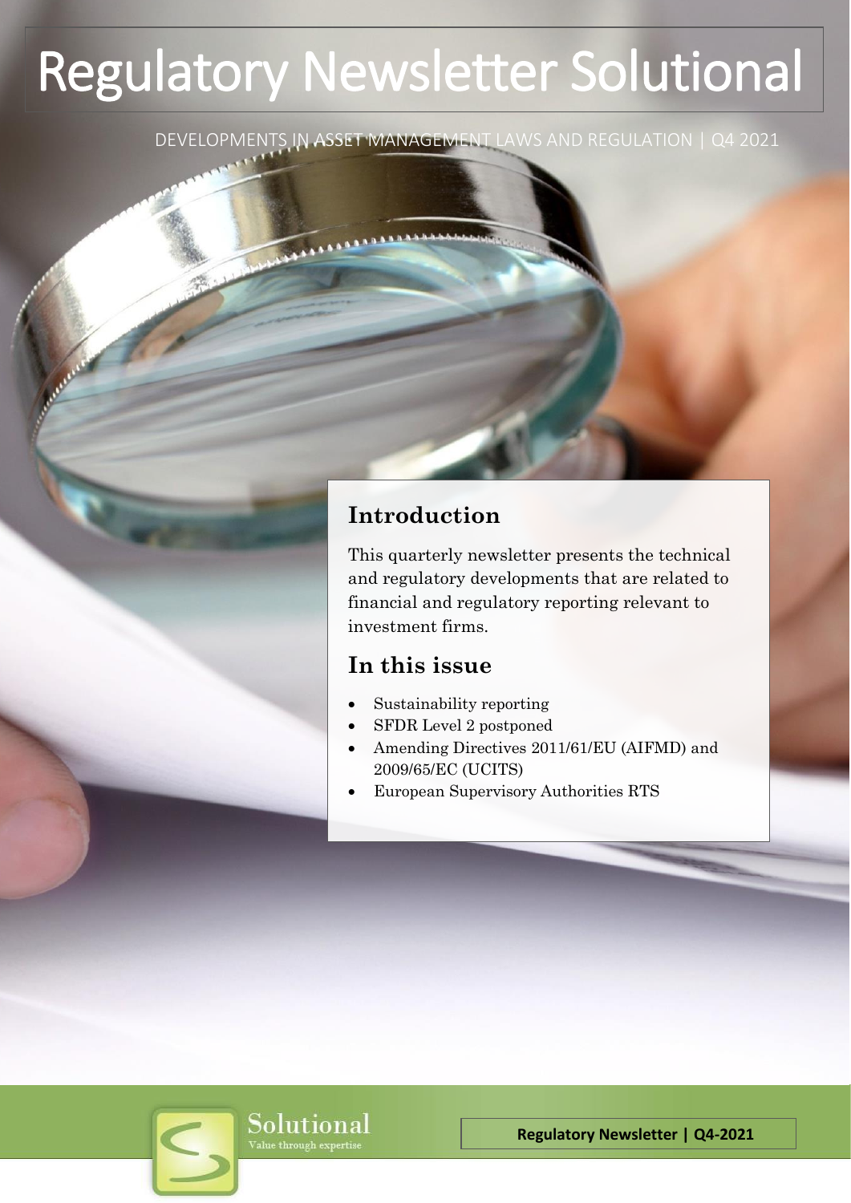# Regulatory Newsletter Solutional

DEVELOPMENTS IN ASSET MANAGEMENT LAWS AND REGULATION | Q4 2021

## Introduction

This quarterly newsletter presents the technical and regulatory developments that are related to financial and regulatory reporting relevant to investment firms.

## In this issue

- Sustainability reporting
- SFDR Level 2 postponed
- Amending Directives 2011/61/EU (AIFMD) and 2009/65/EC (UCITS)
- European Supervisory Authorities RTS

Solutional
Value through expertise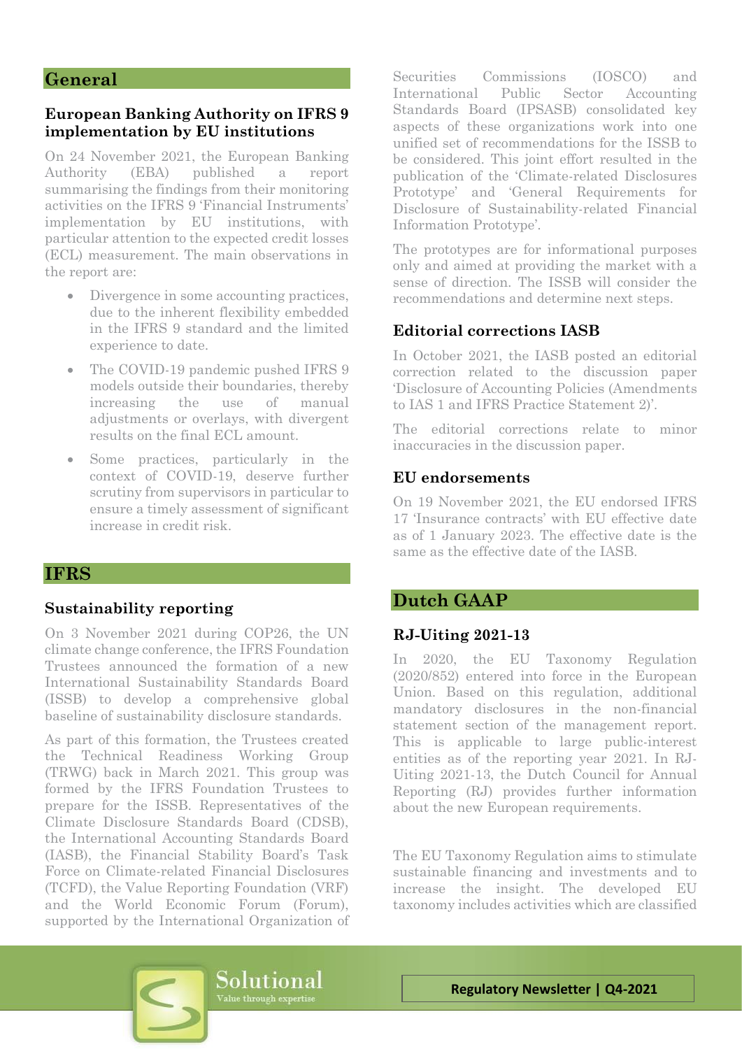## General

### European Banking Authority on IFRS 9 implementation by EU institutions

On 24 November 2021, the European Banking Authority (EBA) published a report summarising the findings from their monitoring activities on the IFRS 9 'Financial Instruments' implementation by EU institutions, with particular attention to the expected credit losses (ECL) measurement. The main observations in the report are:

- Divergence in some accounting practices, due to the inherent flexibility embedded in the IFRS 9 standard and the limited experience to date.
- The COVID-19 pandemic pushed IFRS 9 models outside their boundaries, thereby increasing the use of manual adjustments or overlays, with divergent results on the final ECL amount.
- Some practices, particularly in the context of COVID-19, deserve further scrutiny from supervisors in particular to ensure a timely assessment of significant increase in credit risk.

## IFRS

### Sustainability reporting

On 3 November 2021 during COP26, the UN climate change conference, the IFRS Foundation Trustees announced the formation of a new International Sustainability Standards Board (ISSB) to develop a comprehensive global baseline of sustainability disclosure standards.

As part of this formation, the Trustees created the Technical Readiness Working Group (TRWG) back in March 2021. This group was formed by the IFRS Foundation Trustees to prepare for the ISSB. Representatives of the Climate Disclosure Standards Board (CDSB), the International Accounting Standards Board (IASB), the Financial Stability Board's Task Force on Climate-related Financial Disclosures (TCFD), the Value Reporting Foundation (VRF) and the World Economic Forum (Forum), supported by the International Organization of Securities Commissions (IOSCO) and International Public Sector Accounting Standards Board (IPSASB) consolidated key aspects of these organizations work into one unified set of recommendations for the ISSB to be considered. This joint effort resulted in the publication of the 'Climate-related Disclosures Prototype' and 'General Requirements for Disclosure of Sustainability-related Financial Information Prototype'.

The prototypes are for informational purposes only and aimed at providing the market with a sense of direction. The ISSB will consider the recommendations and determine next steps.

### Editorial corrections IASB

In October 2021, the IASB posted an editorial correction related to the discussion paper 'Disclosure of Accounting Policies (Amendments to IAS 1 and IFRS Practice Statement 2)'.

The editorial corrections relate to minor inaccuracies in the discussion paper.

### EU endorsements

On 19 November 2021, the EU endorsed IFRS 17 'Insurance contracts' with EU effective date as of 1 January 2023. The effective date is the same as the effective date of the IASB.

## Dutch GAAP

### RJ-Uiting 2021-13

In 2020, the EU Taxonomy Regulation (2020/852) entered into force in the European Union. Based on this regulation, additional mandatory disclosures in the non-financial statement section of the management report. This is applicable to large public-interest entities as of the reporting year 2021. In RJ-Uiting 2021-13, the Dutch Council for Annual Reporting (RJ) provides further information about the new European requirements.

The EU Taxonomy Regulation aims to stimulate sustainable financing and investments and to increase the insight. The developed EU taxonomy includes activities which are classified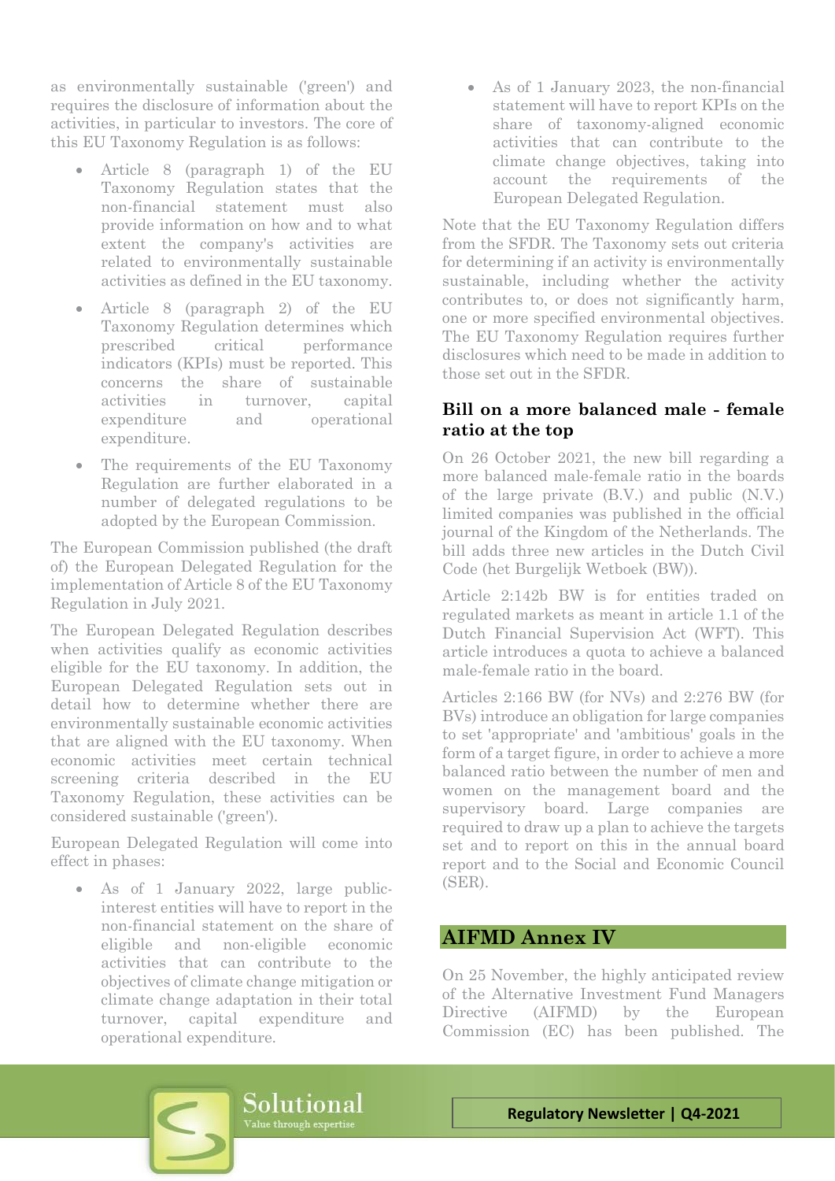as environmentally sustainable ('green') and requires the disclosure of information about the activities, in particular to investors. The core of this EU Taxonomy Regulation is as follows:

- Article 8 (paragraph 1) of the EU Taxonomy Regulation states that the non-financial statement must also provide information on how and to what extent the company's activities are related to environmentally sustainable activities as defined in the EU taxonomy.
- Article 8 (paragraph 2) of the EU Taxonomy Regulation determines which prescribed critical performance indicators (KPIs) must be reported. This concerns the share of sustainable activities in turnover, capital expenditure and operational expenditure.
- The requirements of the EU Taxonomy Regulation are further elaborated in a number of delegated regulations to be adopted by the European Commission.

The European Commission published (the draft of) the European Delegated Regulation for the implementation of Article 8 of the EU Taxonomy Regulation in July 2021.

The European Delegated Regulation describes when activities qualify as economic activities eligible for the EU taxonomy. In addition, the European Delegated Regulation sets out in detail how to determine whether there are environmentally sustainable economic activities that are aligned with the EU taxonomy. When economic activities meet certain technical screening criteria described in the EU Taxonomy Regulation, these activities can be considered sustainable ('green').

European Delegated Regulation will come into effect in phases:

- As of 1 January 2022, large public-interest entities will have to report in the non-financial statement on the share of eligible and non-eligible economic activities that can contribute to the objectives of climate change mitigation or climate change adaptation in their total turnover, capital expenditure and operational expenditure.
- As of 1 January 2023, the non-financial statement will have to report KPIs on the share of taxonomy-aligned economic activities that can contribute to the climate change objectives, taking into account the requirements of the European Delegated Regulation.

Note that the EU Taxonomy Regulation differs from the SFDR. The Taxonomy sets out criteria for determining if an activity is environmentally sustainable, including whether the activity contributes to, or does not significantly harm, one or more specified environmental objectives. The EU Taxonomy Regulation requires further disclosures which need to be made in addition to those set out in the SFDR.

### Bill on a more balanced male - female ratio at the top

On 26 October 2021, the new bill regarding a more balanced male-female ratio in the boards of the large private (B.V.) and public (N.V.) limited companies was published in the official journal of the Kingdom of the Netherlands. The bill adds three new articles in the Dutch Civil Code (het Burgelijk Wetboek (BW)).

Article 2:142b BW is for entities traded on regulated markets as meant in article 1.1 of the Dutch Financial Supervision Act (WFT). This article introduces a quota to achieve a balanced male-female ratio in the board.

Articles 2:166 BW (for NVs) and 2:276 BW (for BVs) introduce an obligation for large companies to set 'appropriate' and 'ambitious' goals in the form of a target figure, in order to achieve a more balanced ratio between the number of men and women on the management board and the supervisory board. Large companies are required to draw up a plan to achieve the targets set and to report on this in the annual board report and to the Social and Economic Council (SER).

## AIFMD Annex IV

On 25 November, the highly anticipated review of the Alternative Investment Fund Managers Directive (AIFMD) by the European Commission (EC) has been published. The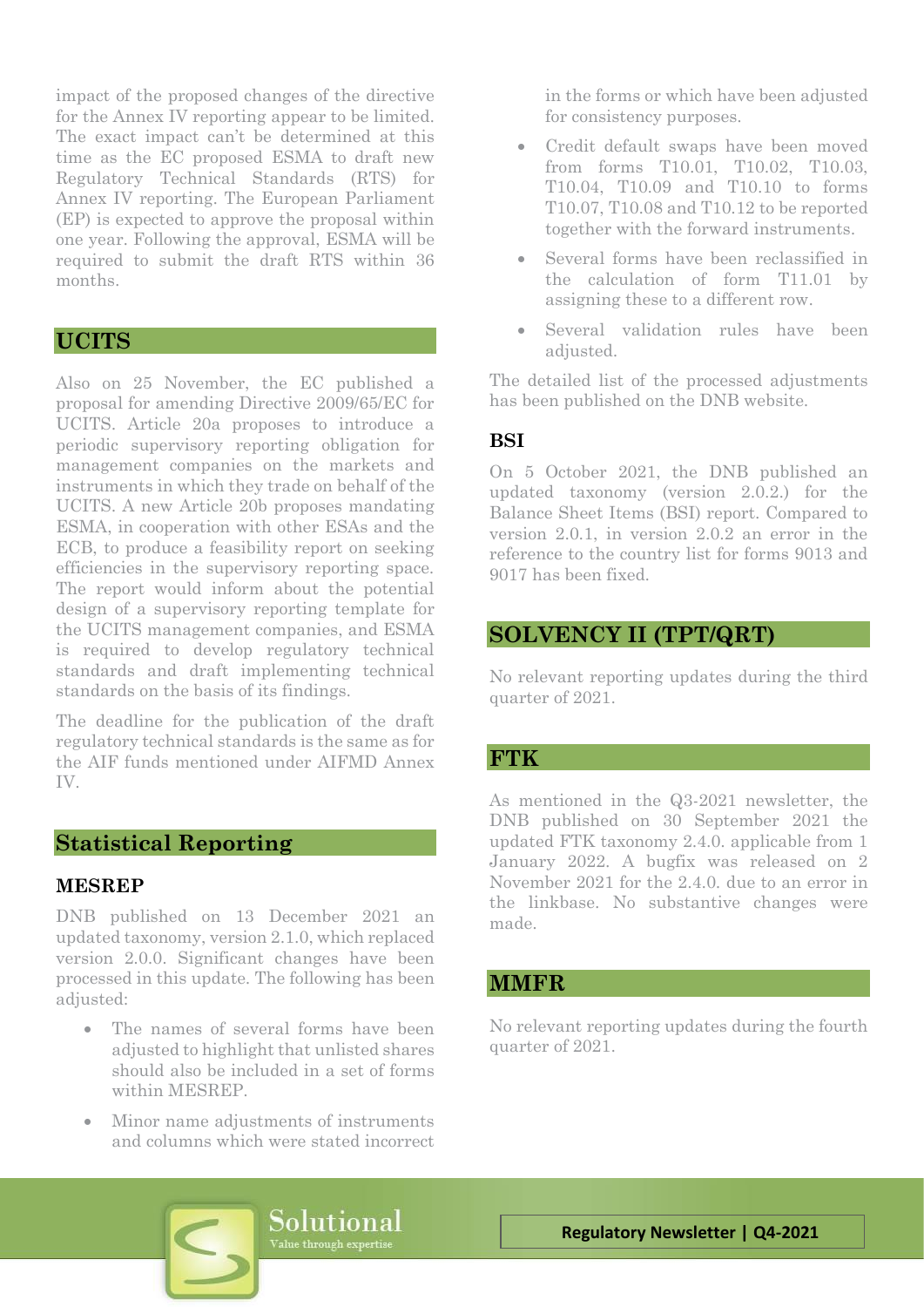impact of the proposed changes of the directive for the Annex IV reporting appear to be limited. The exact impact can't be determined at this time as the EC proposed ESMA to draft new Regulatory Technical Standards (RTS) for Annex IV reporting. The European Parliament (EP) is expected to approve the proposal within one year. Following the approval, ESMA will be required to submit the draft RTS within 36 months.

## UCITS

Also on 25 November, the EC published a proposal for amending Directive 2009/65/EC for UCITS. Article 20a proposes to introduce a periodic supervisory reporting obligation for management companies on the markets and instruments in which they trade on behalf of the UCITS. A new Article 20b proposes mandating ESMA, in cooperation with other ESAs and the ECB, to produce a feasibility report on seeking efficiencies in the supervisory reporting space. The report would inform about the potential design of a supervisory reporting template for the UCITS management companies, and ESMA is required to develop regulatory technical standards and draft implementing technical standards on the basis of its findings.

The deadline for the publication of the draft regulatory technical standards is the same as for the AIF funds mentioned under AIFMD Annex IV.

## Statistical Reporting

### MESREP

DNB published on 13 December 2021 an updated taxonomy, version 2.1.0, which replaced version 2.0.0. Significant changes have been processed in this update. The following has been adjusted:

- The names of several forms have been adjusted to highlight that unlisted shares should also be included in a set of forms within MESREP.
- Minor name adjustments of instruments and columns which were stated incorrect in the forms or which have been adjusted for consistency purposes.
- Credit default swaps have been moved from forms T10.01, T10.02, T10.03, T10.04, T10.09 and T10.10 to forms T10.07, T10.08 and T10.12 to be reported together with the forward instruments.
- Several forms have been reclassified in the calculation of form T11.01 by assigning these to a different row.
- Several validation rules have been adjusted.

The detailed list of the processed adjustments has been published on the DNB website.

### BSI

On 5 October 2021, the DNB published an updated taxonomy (version 2.0.2.) for the Balance Sheet Items (BSI) report. Compared to version 2.0.1, in version 2.0.2 an error in the reference to the country list for forms 9013 and 9017 has been fixed.

## SOLVENCY II (TPT/QRT)

No relevant reporting updates during the third quarter of 2021.

## FTK

As mentioned in the Q3-2021 newsletter, the DNB published on 30 September 2021 the updated FTK taxonomy 2.4.0. applicable from 1 January 2022. A bugfix was released on 2 November 2021 for the 2.4.0. due to an error in the linkbase. No substantive changes were made.

## MMFR

No relevant reporting updates during the fourth quarter of 2021.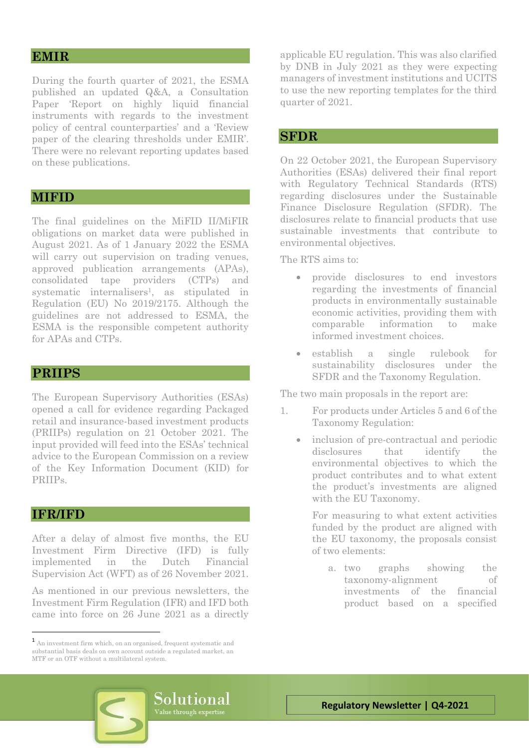## EMIR

During the fourth quarter of 2021, the ESMA published an updated Q&A, a Consultation Paper 'Report on highly liquid financial instruments with regards to the investment policy of central counterparties' and a 'Review paper of the clearing thresholds under EMIR'. There were no relevant reporting updates based on these publications.

## MIFID

The final guidelines on the MiFID II/MiFIR obligations on market data were published in August 2021. As of 1 January 2022 the ESMA will carry out supervision on trading venues, approved publication arrangements (APAs), consolidated tape providers (CTPs) and systematic internalisers[1], as stipulated in Regulation (EU) No 2019/2175. Although the guidelines are not addressed to ESMA, the ESMA is the responsible competent authority for APAs and CTPs.

## PRIIPS

The European Supervisory Authorities (ESAs) opened a call for evidence regarding Packaged retail and insurance-based investment products (PRIIPs) regulation on 21 October 2021. The input provided will feed into the ESAs' technical advice to the European Commission on a review of the Key Information Document (KID) for PRIIPs.

## IFR/IFD

After a delay of almost five months, the EU Investment Firm Directive (IFD) is fully implemented in the Dutch Financial Supervision Act (WFT) as of 26 November 2021.

As mentioned in our previous newsletters, the Investment Firm Regulation (IFR) and IFD both came into force on 26 June 2021 as a directly applicable EU regulation. This was also clarified by DNB in July 2021 as they were expecting managers of investment institutions and UCITS to use the new reporting templates for the third quarter of 2021.

## SFDR

On 22 October 2021, the European Supervisory Authorities (ESAs) delivered their final report with Regulatory Technical Standards (RTS) regarding disclosures under the Sustainable Finance Disclosure Regulation (SFDR). The disclosures relate to financial products that use sustainable investments that contribute to environmental objectives.

The RTS aims to:

- provide disclosures to end investors regarding the investments of financial products in environmentally sustainable economic activities, providing them with comparable information to make informed investment choices.
- establish a single rulebook for sustainability disclosures under the SFDR and the Taxonomy Regulation.

The two main proposals in the report are:

1. For products under Articles 5 and 6 of the Taxonomy Regulation:
   - inclusion of pre-contractual and periodic disclosures that identify the environmental objectives to which the product contributes and to what extent the product's investments are aligned with the EU Taxonomy.

     For measuring to what extent activities funded by the product are aligned with the EU taxonomy, the proposals consist of two elements:

     a. two graphs showing the taxonomy-alignment of investments of the financial product based on a specified

[1] An investment firm which, on an organised, frequent systematic and substantial basis deals on own account outside a regulated market, an MTF or an OTF without a multilateral system.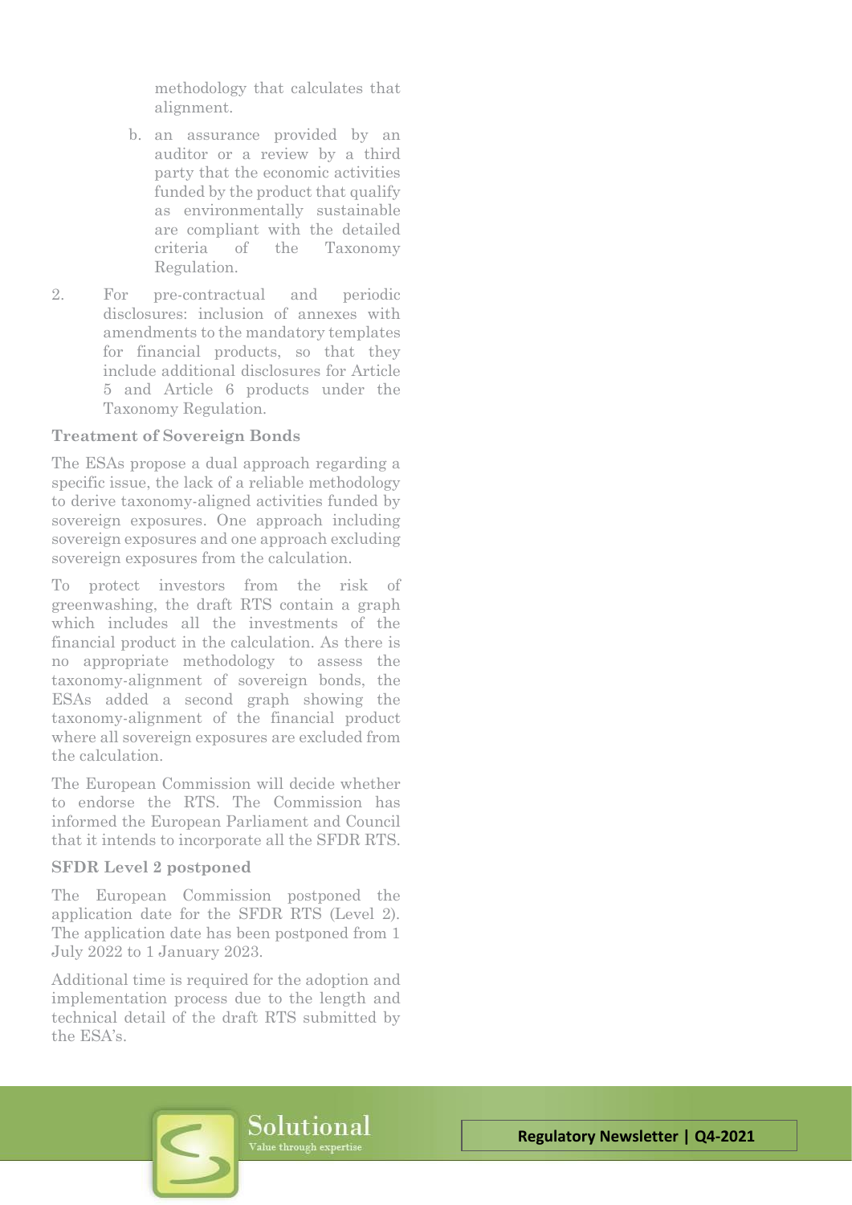methodology that calculates that alignment.

b. an assurance provided by an auditor or a review by a third party that the economic activities funded by the product that qualify as environmentally sustainable are compliant with the detailed criteria of the Taxonomy Regulation.

2. For pre-contractual and periodic disclosures: inclusion of annexes with amendments to the mandatory templates for financial products, so that they include additional disclosures for Article 5 and Article 6 products under the Taxonomy Regulation.

**Treatment of Sovereign Bonds**

The ESAs propose a dual approach regarding a specific issue, the lack of a reliable methodology to derive taxonomy-aligned activities funded by sovereign exposures. One approach including sovereign exposures and one approach excluding sovereign exposures from the calculation.

To protect investors from the risk of greenwashing, the draft RTS contain a graph which includes all the investments of the financial product in the calculation. As there is no appropriate methodology to assess the taxonomy-alignment of sovereign bonds, the ESAs added a second graph showing the taxonomy-alignment of the financial product where all sovereign exposures are excluded from the calculation.

The European Commission will decide whether to endorse the RTS. The Commission has informed the European Parliament and Council that it intends to incorporate all the SFDR RTS.

**SFDR Level 2 postponed**

The European Commission postponed the application date for the SFDR RTS (Level 2). The application date has been postponed from 1 July 2022 to 1 January 2023.

Additional time is required for the adoption and implementation process due to the length and technical detail of the draft RTS submitted by the ESA's.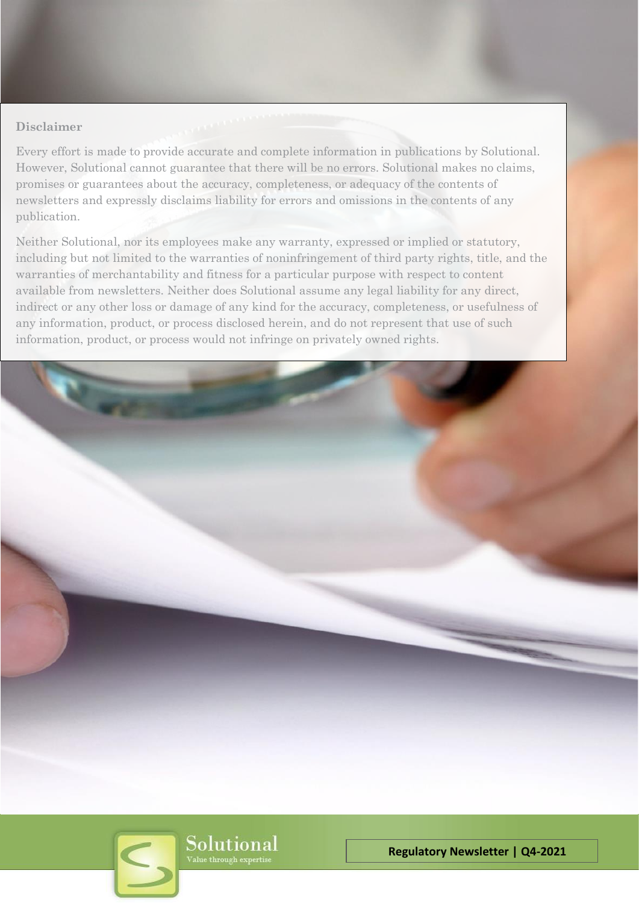## Disclaimer

Every effort is made to provide accurate and complete information in publications by Solutional. However, Solutional cannot guarantee that there will be no errors. Solutional makes no claims, promises or guarantees about the accuracy, completeness, or adequacy of the contents of newsletters and expressly disclaims liability for errors and omissions in the contents of any publication.

Neither Solutional, nor its employees make any warranty, expressed or implied or statutory, including but not limited to the warranties of noninfringement of third party rights, title, and the warranties of merchantability and fitness for a particular purpose with respect to content available from newsletters. Neither does Solutional assume any legal liability for any direct, indirect or any other loss or damage of any kind for the accuracy, completeness, or usefulness of any information, product, or process disclosed herein, and do not represent that use of such information, product, or process would not infringe on privately owned rights.